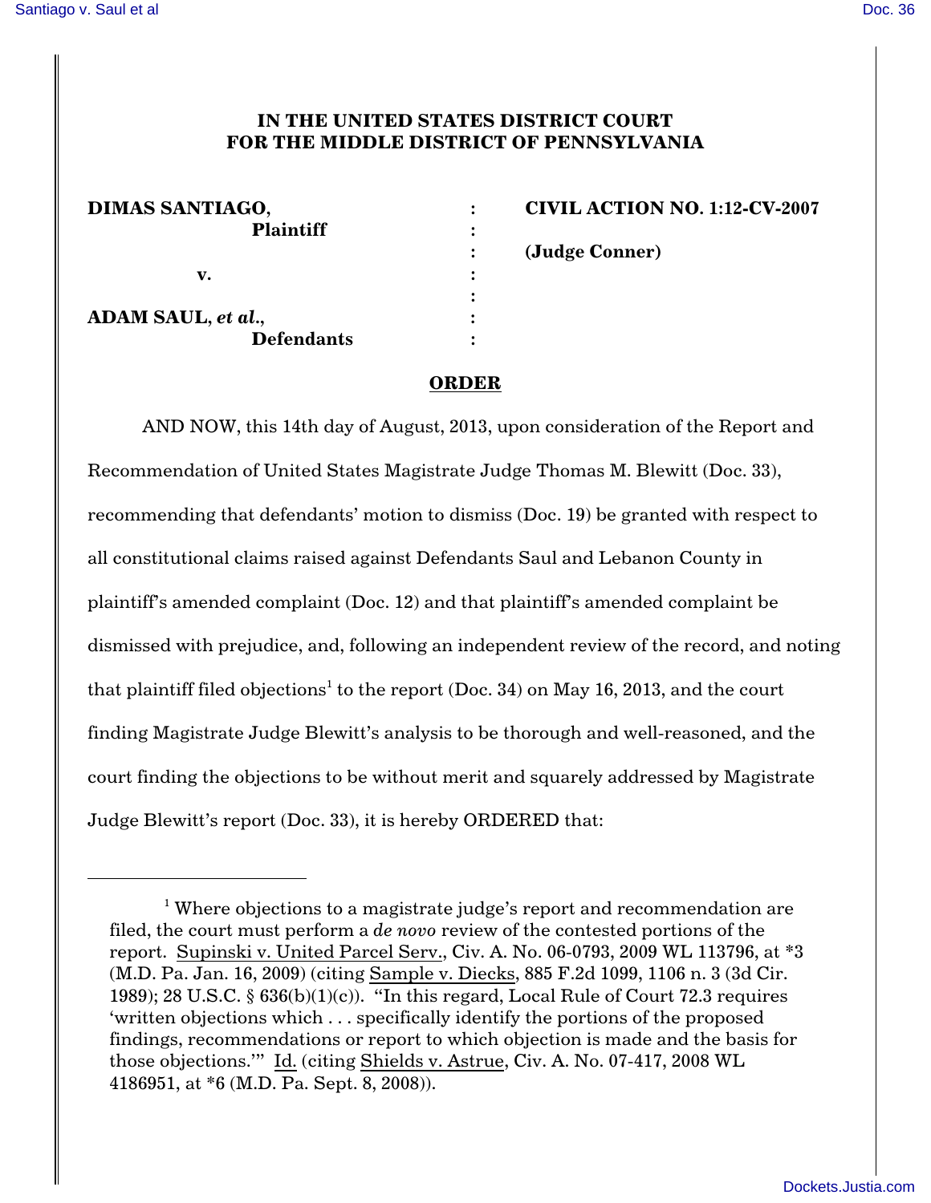**IN THE UNITED STATES DISTRICT COURT FOR THE MIDDLE DISTRICT OF PENNSYLVANIA**

| | | |
|---|---|---|
| **DIMAS SANTIAGO,** | : | **CIVIL ACTION NO. 1:12-CV-2007** |
| **Plaintiff** | : | |
| | : | **(Judge Conner)** |
| **v.** | : | |
| | : | |
| **ADAM SAUL, *et al.*,** | : | |
| **Defendants** | : | |

**ORDER**

AND NOW, this 14th day of August, 2013, upon consideration of the Report and Recommendation of United States Magistrate Judge Thomas M. Blewitt (Doc. 33), recommending that defendants' motion to dismiss (Doc. 19) be granted with respect to all constitutional claims raised against Defendants Saul and Lebanon County in plaintiff's amended complaint (Doc. 12) and that plaintiff's amended complaint be dismissed with prejudice, and, following an independent review of the record, and noting that plaintiff filed objections[1] to the report (Doc. 34) on May 16, 2013, and the court finding Magistrate Judge Blewitt's analysis to be thorough and well-reasoned, and the court finding the objections to be without merit and squarely addressed by Magistrate Judge Blewitt's report (Doc. 33), it is hereby ORDERED that:

---

[1] Where objections to a magistrate judge's report and recommendation are filed, the court must perform a *de novo* review of the contested portions of the report. Supinski v. United Parcel Serv., Civ. A. No. 06-0793, 2009 WL 113796, at *3 (M.D. Pa. Jan. 16, 2009) (citing Sample v. Diecks, 885 F.2d 1099, 1106 n. 3 (3d Cir. 1989); 28 U.S.C. § 636(b)(1)(c)). "In this regard, Local Rule of Court 72.3 requires 'written objections which . . . specifically identify the portions of the proposed findings, recommendations or report to which objection is made and the basis for those objections.'" Id. (citing Shields v. Astrue, Civ. A. No. 07-417, 2008 WL 4186951, at *6 (M.D. Pa. Sept. 8, 2008)).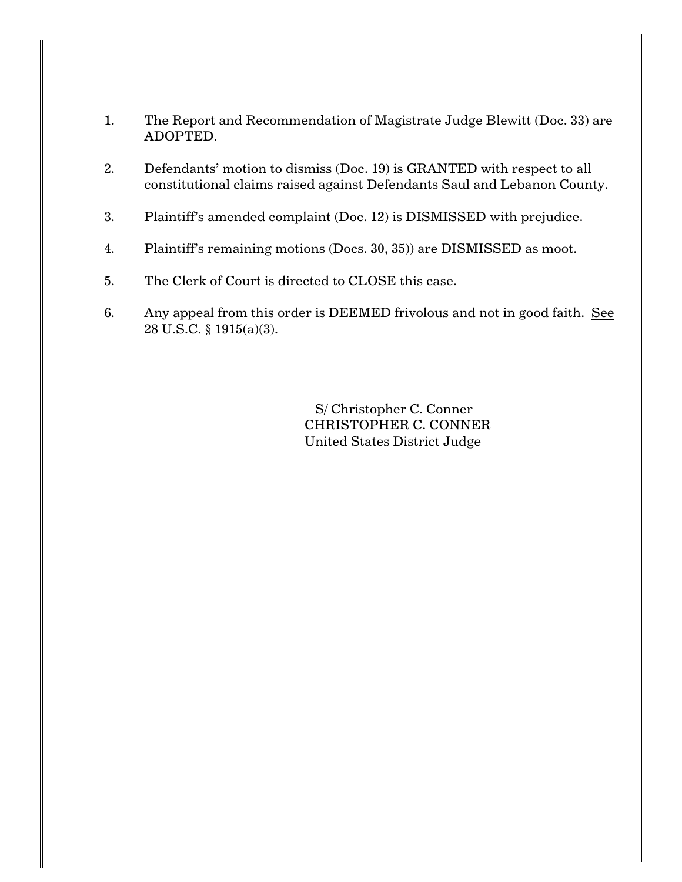1. The Report and Recommendation of Magistrate Judge Blewitt (Doc. 33) are ADOPTED.

2. Defendants' motion to dismiss (Doc. 19) is GRANTED with respect to all constitutional claims raised against Defendants Saul and Lebanon County.

3. Plaintiff's amended complaint (Doc. 12) is DISMISSED with prejudice.

4. Plaintiff's remaining motions (Docs. 30, 35)) are DISMISSED as moot.

5. The Clerk of Court is directed to CLOSE this case.

6. Any appeal from this order is DEEMED frivolous and not in good faith. See 28 U.S.C. § 1915(a)(3).

S/ Christopher C. Conner
CHRISTOPHER C. CONNER
United States District Judge